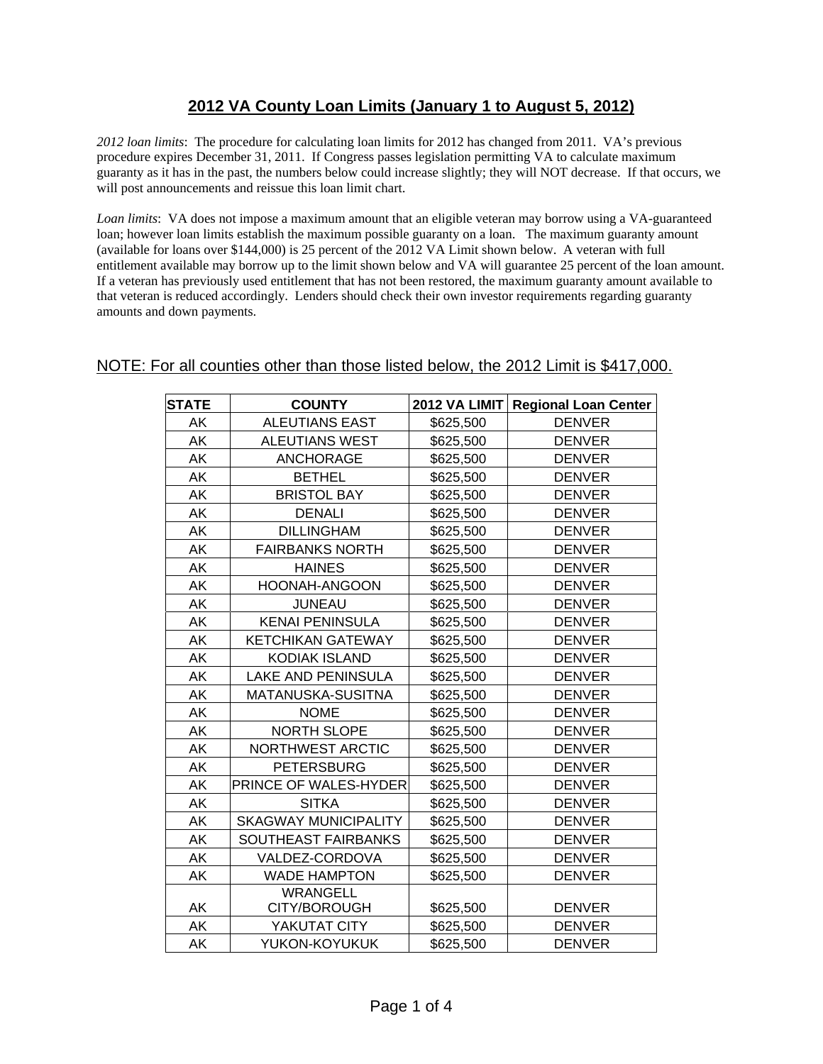# 2012 VA County Loan Limits (January 1 to August 5, 2012)

*2012 loan limits*: The procedure for calculating loan limits for 2012 has changed from 2011. VA's previous procedure expires December 31, 2011. If Congress passes legislation permitting VA to calculate maximum guaranty as it has in the past, the numbers below could increase slightly; they will NOT decrease. If that occurs, we will post announcements and reissue this loan limit chart.

*Loan limits*: VA does not impose a maximum amount that an eligible veteran may borrow using a VA-guaranteed loan; however loan limits establish the maximum possible guaranty on a loan. The maximum guaranty amount (available for loans over $144,000) is 25 percent of the 2012 VA Limit shown below. A veteran with full entitlement available may borrow up to the limit shown below and VA will guarantee 25 percent of the loan amount. If a veteran has previously used entitlement that has not been restored, the maximum guaranty amount available to that veteran is reduced accordingly. Lenders should check their own investor requirements regarding guaranty amounts and down payments.

NOTE: For all counties other than those listed below, the 2012 Limit is $417,000.

| STATE | COUNTY | 2012 VA LIMIT | Regional Loan Center |
|---|---|---|---|
| AK | ALEUTIANS EAST | $625,500 | DENVER |
| AK | ALEUTIANS WEST | $625,500 | DENVER |
| AK | ANCHORAGE | $625,500 | DENVER |
| AK | BETHEL | $625,500 | DENVER |
| AK | BRISTOL BAY | $625,500 | DENVER |
| AK | DENALI | $625,500 | DENVER |
| AK | DILLINGHAM | $625,500 | DENVER |
| AK | FAIRBANKS NORTH | $625,500 | DENVER |
| AK | HAINES | $625,500 | DENVER |
| AK | HOONAH-ANGOON | $625,500 | DENVER |
| AK | JUNEAU | $625,500 | DENVER |
| AK | KENAI PENINSULA | $625,500 | DENVER |
| AK | KETCHIKAN GATEWAY | $625,500 | DENVER |
| AK | KODIAK ISLAND | $625,500 | DENVER |
| AK | LAKE AND PENINSULA | $625,500 | DENVER |
| AK | MATANUSKA-SUSITNA | $625,500 | DENVER |
| AK | NOME | $625,500 | DENVER |
| AK | NORTH SLOPE | $625,500 | DENVER |
| AK | NORTHWEST ARCTIC | $625,500 | DENVER |
| AK | PETERSBURG | $625,500 | DENVER |
| AK | PRINCE OF WALES-HYDER | $625,500 | DENVER |
| AK | SITKA | $625,500 | DENVER |
| AK | SKAGWAY MUNICIPALITY | $625,500 | DENVER |
| AK | SOUTHEAST FAIRBANKS | $625,500 | DENVER |
| AK | VALDEZ-CORDOVA | $625,500 | DENVER |
| AK | WADE HAMPTON | $625,500 | DENVER |
| AK | WRANGELL CITY/BOROUGH | $625,500 | DENVER |
| AK | YAKUTAT CITY | $625,500 | DENVER |
| AK | YUKON-KOYUKUK | $625,500 | DENVER |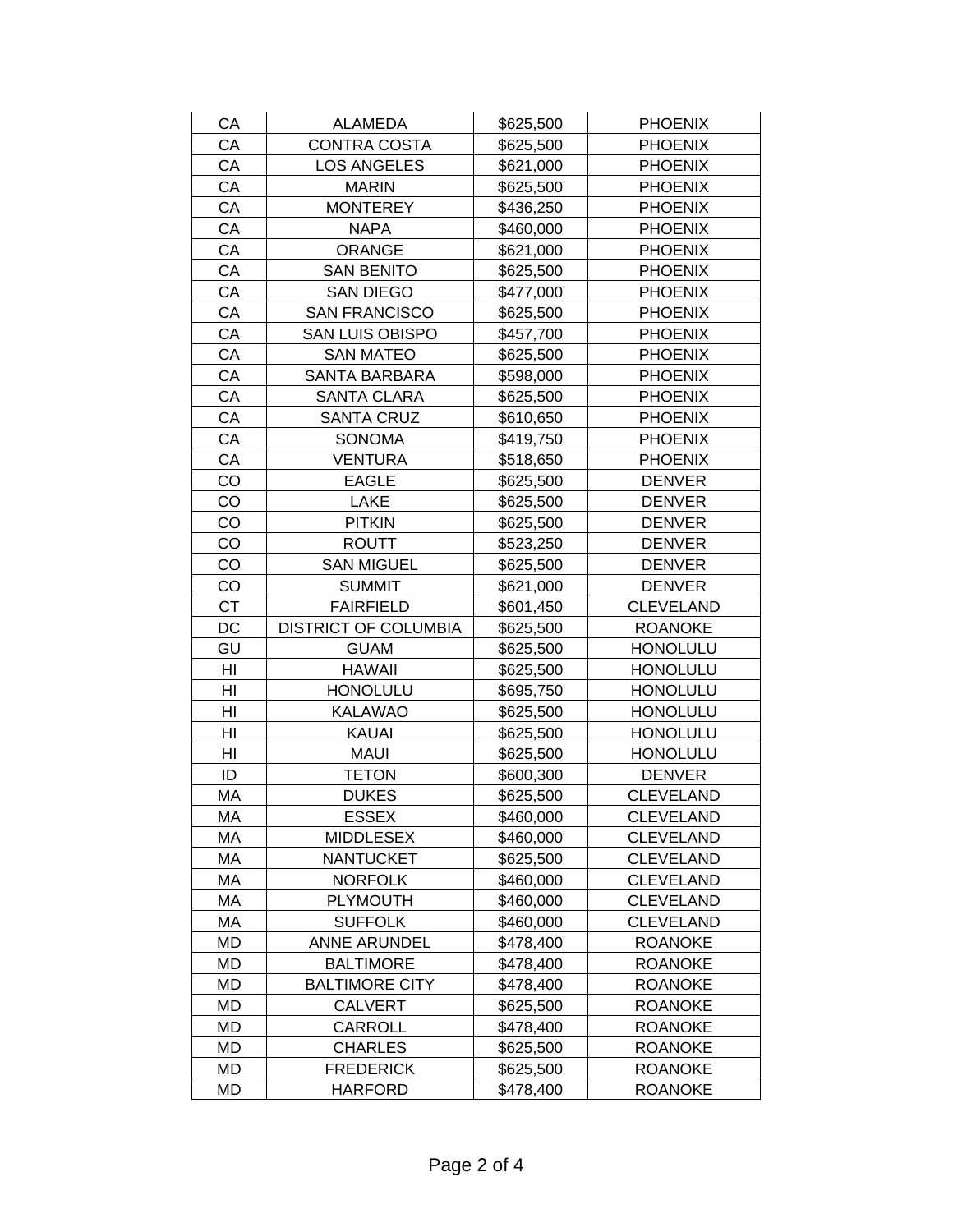| CA | ALAMEDA | $625,500 | PHOENIX |
|---|---|---|---|
| CA | CONTRA COSTA | $625,500 | PHOENIX |
| CA | LOS ANGELES | $621,000 | PHOENIX |
| CA | MARIN | $625,500 | PHOENIX |
| CA | MONTEREY | $436,250 | PHOENIX |
| CA | NAPA | $460,000 | PHOENIX |
| CA | ORANGE | $621,000 | PHOENIX |
| CA | SAN BENITO | $625,500 | PHOENIX |
| CA | SAN DIEGO | $477,000 | PHOENIX |
| CA | SAN FRANCISCO | $625,500 | PHOENIX |
| CA | SAN LUIS OBISPO | $457,700 | PHOENIX |
| CA | SAN MATEO | $625,500 | PHOENIX |
| CA | SANTA BARBARA | $598,000 | PHOENIX |
| CA | SANTA CLARA | $625,500 | PHOENIX |
| CA | SANTA CRUZ | $610,650 | PHOENIX |
| CA | SONOMA | $419,750 | PHOENIX |
| CA | VENTURA | $518,650 | PHOENIX |
| CO | EAGLE | $625,500 | DENVER |
| CO | LAKE | $625,500 | DENVER |
| CO | PITKIN | $625,500 | DENVER |
| CO | ROUTT | $523,250 | DENVER |
| CO | SAN MIGUEL | $625,500 | DENVER |
| CO | SUMMIT | $621,000 | DENVER |
| CT | FAIRFIELD | $601,450 | CLEVELAND |
| DC | DISTRICT OF COLUMBIA | $625,500 | ROANOKE |
| GU | GUAM | $625,500 | HONOLULU |
| HI | HAWAII | $625,500 | HONOLULU |
| HI | HONOLULU | $695,750 | HONOLULU |
| HI | KALAWAO | $625,500 | HONOLULU |
| HI | KAUAI | $625,500 | HONOLULU |
| HI | MAUI | $625,500 | HONOLULU |
| ID | TETON | $600,300 | DENVER |
| MA | DUKES | $625,500 | CLEVELAND |
| MA | ESSEX | $460,000 | CLEVELAND |
| MA | MIDDLESEX | $460,000 | CLEVELAND |
| MA | NANTUCKET | $625,500 | CLEVELAND |
| MA | NORFOLK | $460,000 | CLEVELAND |
| MA | PLYMOUTH | $460,000 | CLEVELAND |
| MA | SUFFOLK | $460,000 | CLEVELAND |
| MD | ANNE ARUNDEL | $478,400 | ROANOKE |
| MD | BALTIMORE | $478,400 | ROANOKE |
| MD | BALTIMORE CITY | $478,400 | ROANOKE |
| MD | CALVERT | $625,500 | ROANOKE |
| MD | CARROLL | $478,400 | ROANOKE |
| MD | CHARLES | $625,500 | ROANOKE |
| MD | FREDERICK | $625,500 | ROANOKE |
| MD | HARFORD | $478,400 | ROANOKE |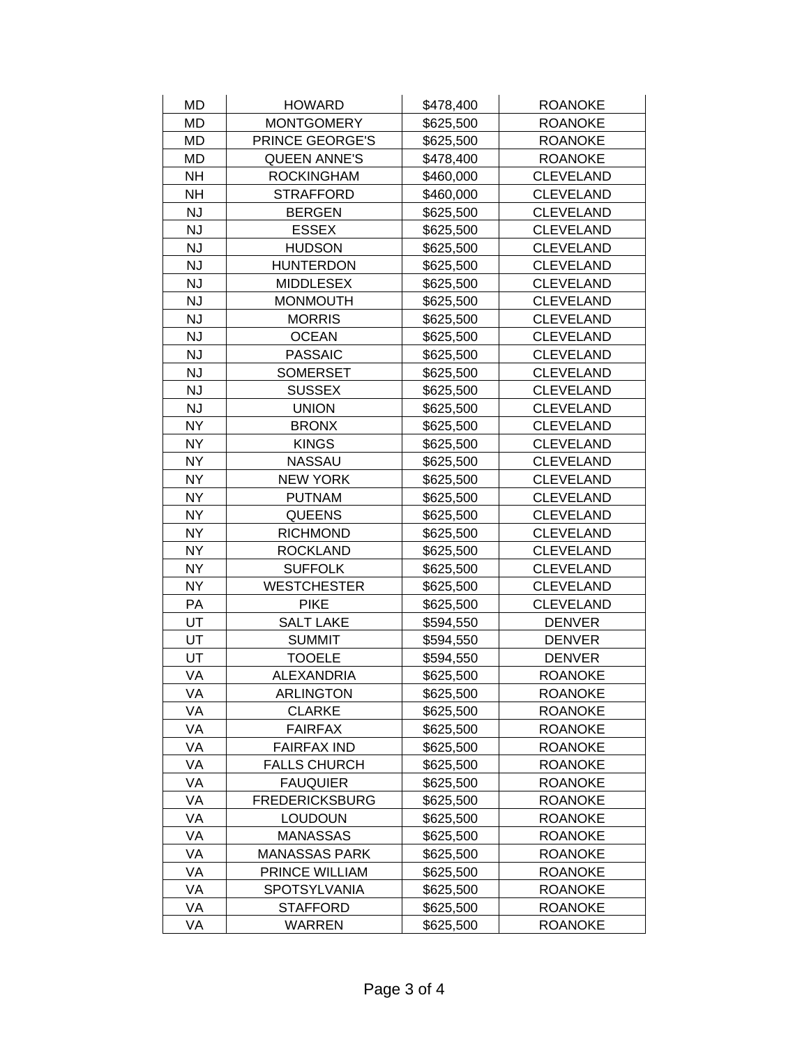| MD | HOWARD | $478,400 | ROANOKE |
|---|---|---|---|
| MD | MONTGOMERY | $625,500 | ROANOKE |
| MD | PRINCE GEORGE'S | $625,500 | ROANOKE |
| MD | QUEEN ANNE'S | $478,400 | ROANOKE |
| NH | ROCKINGHAM | $460,000 | CLEVELAND |
| NH | STRAFFORD | $460,000 | CLEVELAND |
| NJ | BERGEN | $625,500 | CLEVELAND |
| NJ | ESSEX | $625,500 | CLEVELAND |
| NJ | HUDSON | $625,500 | CLEVELAND |
| NJ | HUNTERDON | $625,500 | CLEVELAND |
| NJ | MIDDLESEX | $625,500 | CLEVELAND |
| NJ | MONMOUTH | $625,500 | CLEVELAND |
| NJ | MORRIS | $625,500 | CLEVELAND |
| NJ | OCEAN | $625,500 | CLEVELAND |
| NJ | PASSAIC | $625,500 | CLEVELAND |
| NJ | SOMERSET | $625,500 | CLEVELAND |
| NJ | SUSSEX | $625,500 | CLEVELAND |
| NJ | UNION | $625,500 | CLEVELAND |
| NY | BRONX | $625,500 | CLEVELAND |
| NY | KINGS | $625,500 | CLEVELAND |
| NY | NASSAU | $625,500 | CLEVELAND |
| NY | NEW YORK | $625,500 | CLEVELAND |
| NY | PUTNAM | $625,500 | CLEVELAND |
| NY | QUEENS | $625,500 | CLEVELAND |
| NY | RICHMOND | $625,500 | CLEVELAND |
| NY | ROCKLAND | $625,500 | CLEVELAND |
| NY | SUFFOLK | $625,500 | CLEVELAND |
| NY | WESTCHESTER | $625,500 | CLEVELAND |
| PA | PIKE | $625,500 | CLEVELAND |
| UT | SALT LAKE | $594,550 | DENVER |
| UT | SUMMIT | $594,550 | DENVER |
| UT | TOOELE | $594,550 | DENVER |
| VA | ALEXANDRIA | $625,500 | ROANOKE |
| VA | ARLINGTON | $625,500 | ROANOKE |
| VA | CLARKE | $625,500 | ROANOKE |
| VA | FAIRFAX | $625,500 | ROANOKE |
| VA | FAIRFAX IND | $625,500 | ROANOKE |
| VA | FALLS CHURCH | $625,500 | ROANOKE |
| VA | FAUQUIER | $625,500 | ROANOKE |
| VA | FREDERICKSBURG | $625,500 | ROANOKE |
| VA | LOUDOUN | $625,500 | ROANOKE |
| VA | MANASSAS | $625,500 | ROANOKE |
| VA | MANASSAS PARK | $625,500 | ROANOKE |
| VA | PRINCE WILLIAM | $625,500 | ROANOKE |
| VA | SPOTSYLVANIA | $625,500 | ROANOKE |
| VA | STAFFORD | $625,500 | ROANOKE |
| VA | WARREN | $625,500 | ROANOKE |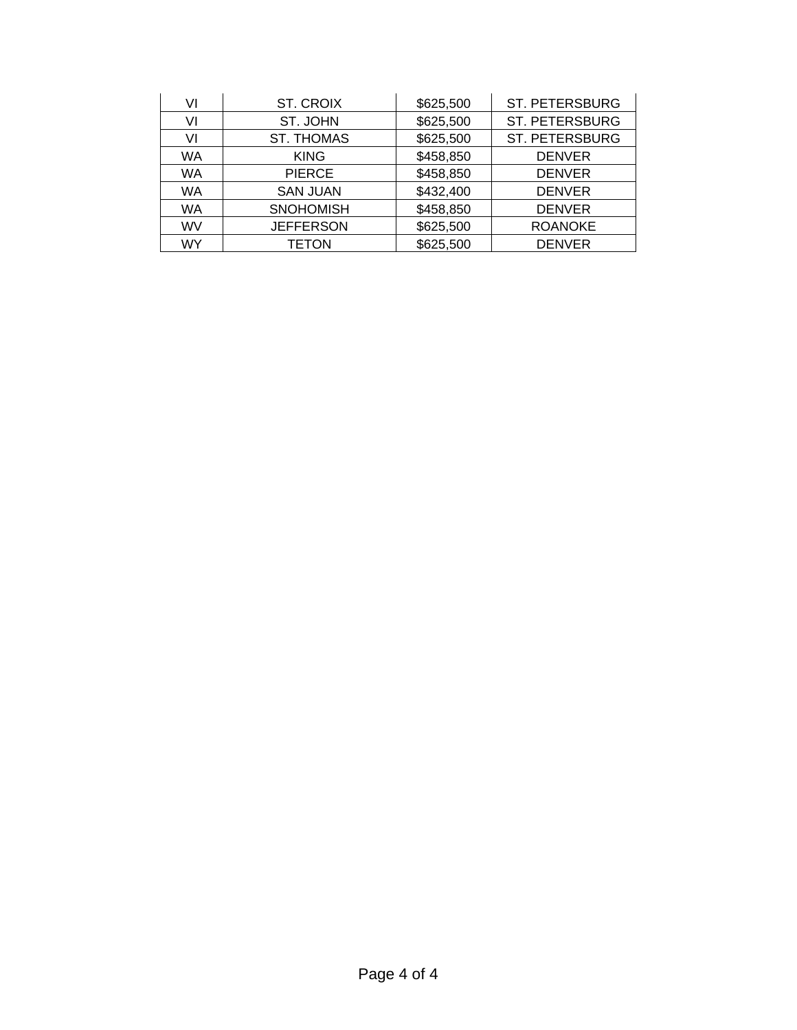| | | | |
|---|---|---|---|
| VI | ST. CROIX | $625,500 | ST. PETERSBURG |
| VI | ST. JOHN | $625,500 | ST. PETERSBURG |
| VI | ST. THOMAS | $625,500 | ST. PETERSBURG |
| WA | KING | $458,850 | DENVER |
| WA | PIERCE | $458,850 | DENVER |
| WA | SAN JUAN | $432,400 | DENVER |
| WA | SNOHOMISH | $458,850 | DENVER |
| WV | JEFFERSON | $625,500 | ROANOKE |
| WY | TETON | $625,500 | DENVER |